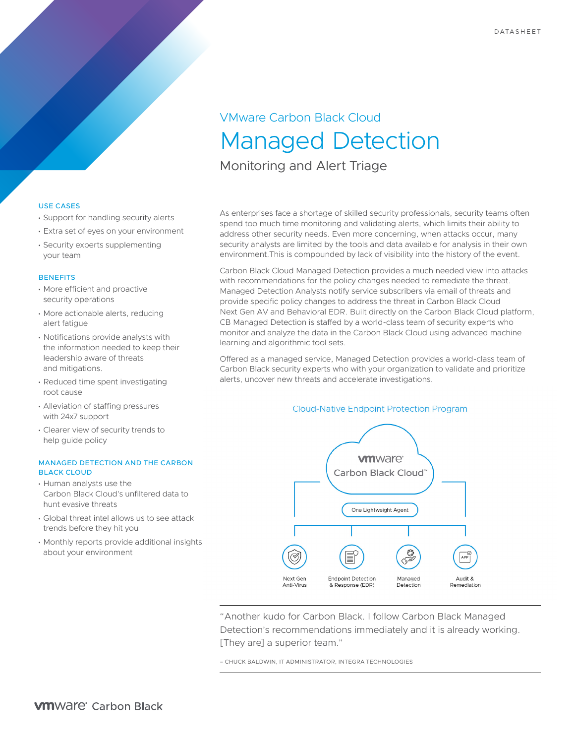DATASHEET

VMware Carbon Black Cloud

# Managed Detection

## Monitoring and Alert Triage

### USE CASES

- Support for handling security alerts
- Extra set of eyes on your environment
- Security experts supplementing your team

### BENEFITS

- More efficient and proactive security operations
- More actionable alerts, reducing alert fatigue
- Notifications provide analysts with the information needed to keep their leadership aware of threats and mitigations.
- Reduced time spent investigating root cause
- Alleviation of staffing pressures with 24x7 support
- Clearer view of security trends to help guide policy

### MANAGED DETECTION AND THE CARBON BLACK CLOUD

- Human analysts use the Carbon Black Cloud's unfiltered data to hunt evasive threats
- Global threat intel allows us to see attack trends before they hit you
- Monthly reports provide additional insights about your environment

As enterprises face a shortage of skilled security professionals, security teams often spend too much time monitoring and validating alerts, which limits their ability to address other security needs. Even more concerning, when attacks occur, many security analysts are limited by the tools and data available for analysis in their own environment.This is compounded by lack of visibility into the history of the event.

Carbon Black Cloud Managed Detection provides a much needed view into attacks with recommendations for the policy changes needed to remediate the threat. Managed Detection Analysts notify service subscribers via email of threats and provide specific policy changes to address the threat in Carbon Black Cloud Next Gen AV and Behavioral EDR. Built directly on the Carbon Black Cloud platform, CB Managed Detection is staffed by a world-class team of security experts who monitor and analyze the data in the Carbon Black Cloud using advanced machine learning and algorithmic tool sets.

Offered as a managed service, Managed Detection provides a world-class team of Carbon Black security experts who with your organization to validate and prioritize alerts, uncover new threats and accelerate investigations.

Cloud-Native Endpoint Protection Program

vmware Carbon Black Cloud™

One Lightweight Agent

Next Gen Anti-Virus | Endpoint Detection & Response (EDR) | Managed Detection | Audit & Remediation

"Another kudo for Carbon Black. I follow Carbon Black Managed Detection's recommendations immediately and it is already working. [They are] a superior team."

– CHUCK BALDWIN, IT ADMINISTRATOR, INTEGRA TECHNOLOGIES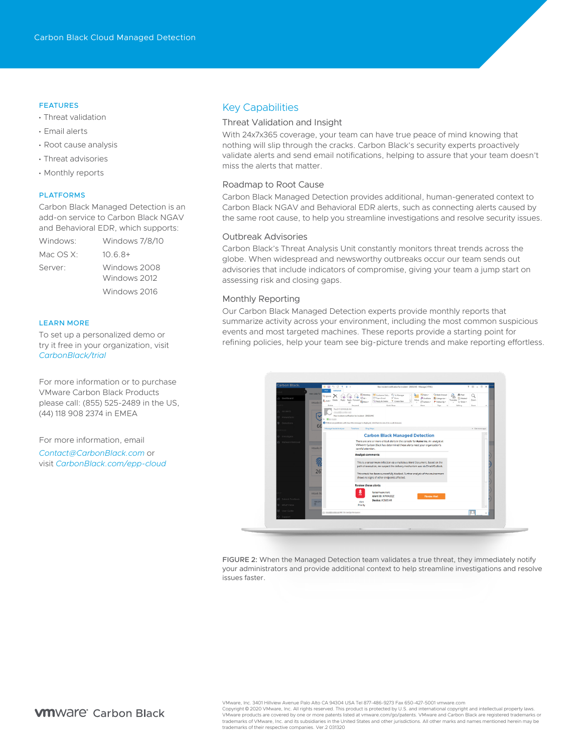## FEATURES

- Threat validation
- Email alerts
- Root cause analysis
- Threat advisories
- Monthly reports

## PLATFORMS

Carbon Black Managed Detection is an add-on service to Carbon Black NGAV and Behavioral EDR, which supports:

| | |
|---|---|
| Windows: | Windows 7/8/10 |
| Mac OS X: | 10.6.8+ |
| Server: | Windows 2008<br>Windows 2012<br>Windows 2016 |

## LEARN MORE

To set up a personalized demo or try it free in your organization, visit *CarbonBlack/trial*

For more information or to purchase VMware Carbon Black Products please call: (855) 525-2489 in the US, (44) 118 908 2374 in EMEA

For more information, email *Contact@CarbonBlack.com* or visit *CarbonBlack.com/epp-cloud*

# Key Capabilities

### Threat Validation and Insight

With 24x7x365 coverage, your team can have true peace of mind knowing that nothing will slip through the cracks. Carbon Black's security experts proactively validate alerts and send email notifications, helping to assure that your team doesn't miss the alerts that matter.

### Roadmap to Root Cause

Carbon Black Managed Detection provides additional, human-generated context to Carbon Black NGAV and Behavioral EDR alerts, such as connecting alerts caused by the same root cause, to help you streamline investigations and resolve security issues.

### Outbreak Advisories

Carbon Black's Threat Analysis Unit constantly monitors threat trends across the globe. When widespread and newsworthy outbreaks occur our team sends out advisories that include indicators of compromise, giving your team a jump start on assessing risk and closing gaps.

### Monthly Reporting

Our Carbon Black Managed Detection experts provide monthly reports that summarize activity across your environment, including the most common suspicious events and most targeted machines. These reports provide a starting point for refining policies, help your team see big-picture trends and make reporting effortless.

FIGURE 2: When the Managed Detection team validates a true threat, they immediately notify your administrators and provide additional context to help streamline investigations and resolve issues faster.

VMware, Inc. 3401 Hillview Avenue Palo Alto CA 94304 USA Tel 877-486-9273 Fax 650-427-5001 vmware.com
Copyright © 2020 VMware, Inc. All rights reserved. This product is protected by U.S. and international copyright and intellectual property laws. VMware products are covered by one or more patents listed at vmware.com/go/patents. VMware and Carbon Black are registered trademarks or trademarks of VMware, Inc. and its subsidiaries in the United States and other jurisdictions. All other marks and names mentioned herein may be trademarks of their respective companies. Ver.2 031320